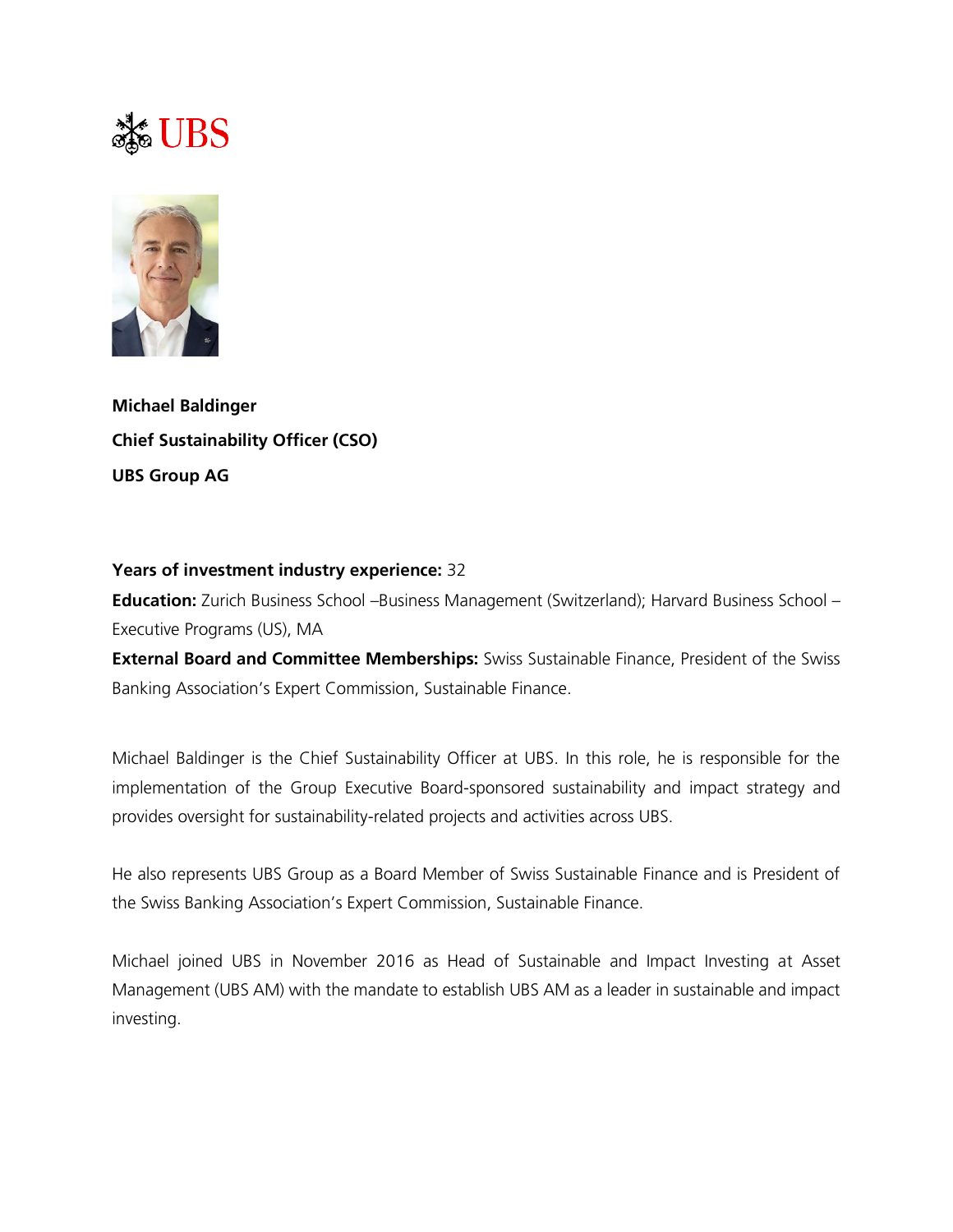**Michael Baldinger**

**Chief Sustainability Officer (CSO)**

**UBS Group AG**

**Years of investment industry experience:** 32

**Education:** Zurich Business School –Business Management (Switzerland); Harvard Business School – Executive Programs (US), MA

**External Board and Committee Memberships:** Swiss Sustainable Finance, President of the Swiss Banking Association's Expert Commission, Sustainable Finance.

Michael Baldinger is the Chief Sustainability Officer at UBS. In this role, he is responsible for the implementation of the Group Executive Board-sponsored sustainability and impact strategy and provides oversight for sustainability-related projects and activities across UBS.

He also represents UBS Group as a Board Member of Swiss Sustainable Finance and is President of the Swiss Banking Association's Expert Commission, Sustainable Finance.

Michael joined UBS in November 2016 as Head of Sustainable and Impact Investing at Asset Management (UBS AM) with the mandate to establish UBS AM as a leader in sustainable and impact investing.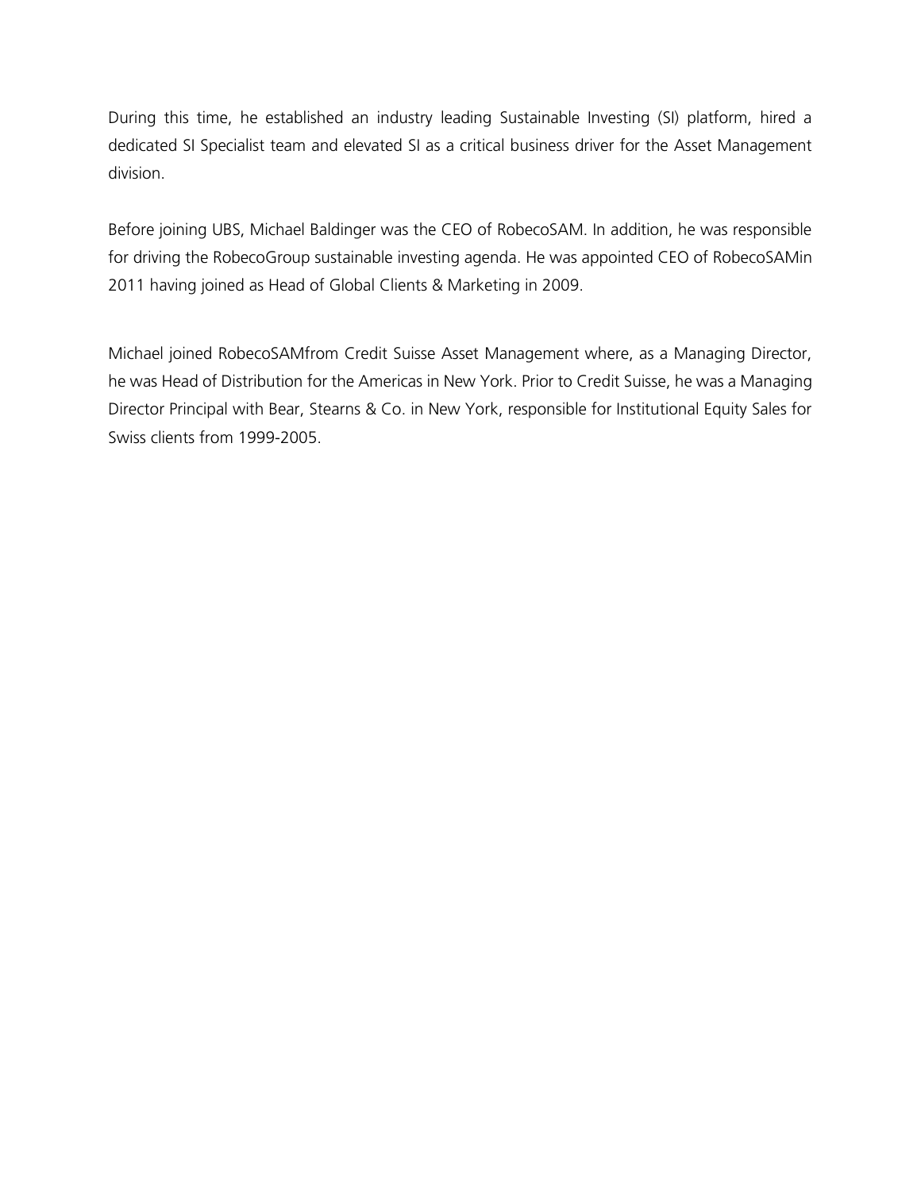During this time, he established an industry leading Sustainable Investing (SI) platform, hired a dedicated SI Specialist team and elevated SI as a critical business driver for the Asset Management division.

Before joining UBS, Michael Baldinger was the CEO of RobecoSAM. In addition, he was responsible for driving the RobecoGroup sustainable investing agenda. He was appointed CEO of RobecoSAMin 2011 having joined as Head of Global Clients & Marketing in 2009.

Michael joined RobecoSAMfrom Credit Suisse Asset Management where, as a Managing Director, he was Head of Distribution for the Americas in New York. Prior to Credit Suisse, he was a Managing Director Principal with Bear, Stearns & Co. in New York, responsible for Institutional Equity Sales for Swiss clients from 1999-2005.